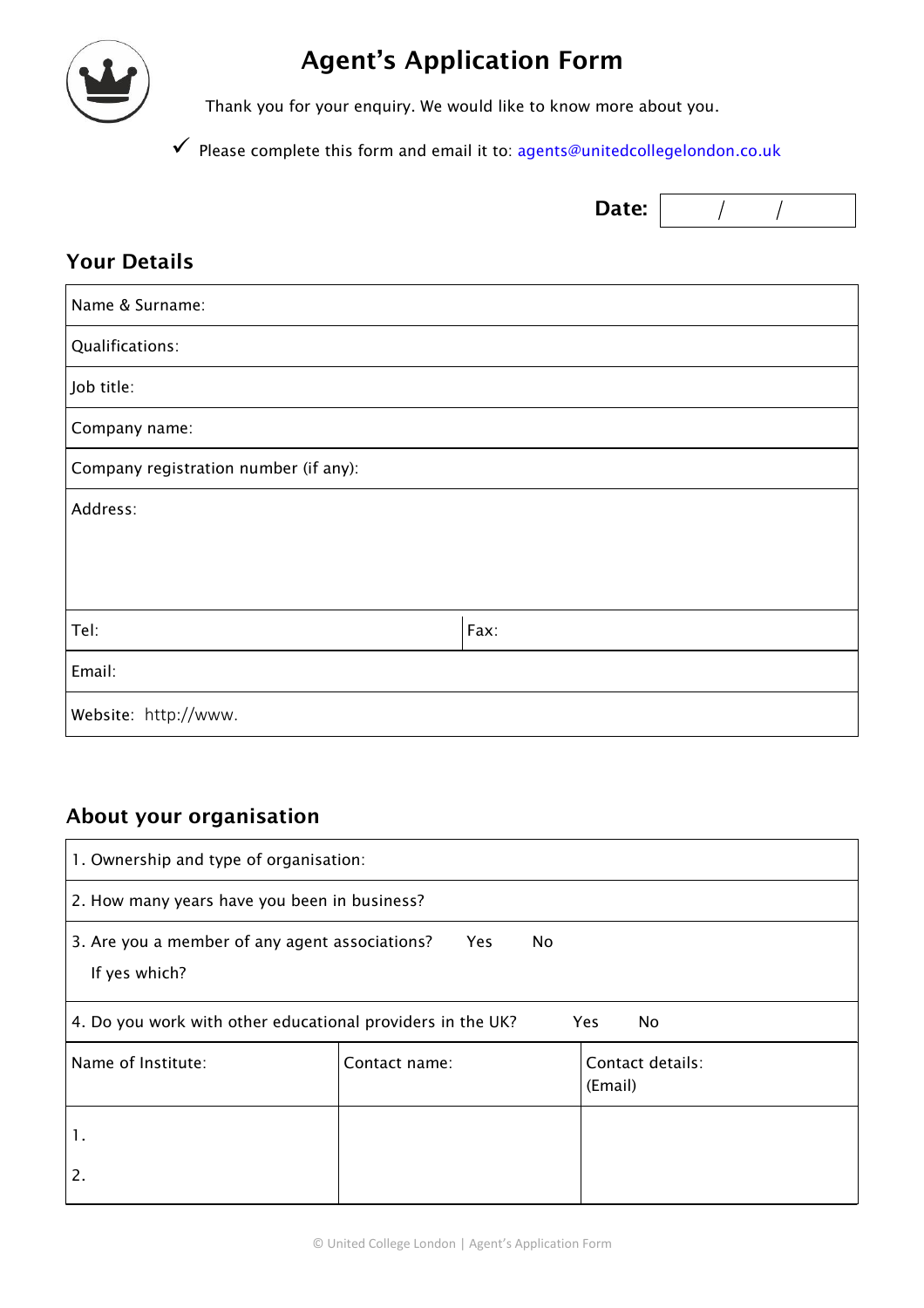# Agent's Application Form

Thank you for your enquiry. We would like to know more about you.

✓ Please complete this form and email it to: agents@unitedcollegelondon.co.uk

**Date:** / /

## Your Details

| Name & Surname: | |
|---|---|
| Qualifications: | |
| Job title: | |
| Company name: | |
| Company registration number (if any): | |
| Address: | |
| Tel: | Fax: |
| Email: | |
| Website: http://www. | |

## About your organisation

| 1. Ownership and type of organisation: | | |
|---|---|---|
| 2. How many years have you been in business? | | |
| 3. Are you a member of any agent associations? Yes No<br>If yes which? | | |
| 4. Do you work with other educational providers in the UK? Yes No | | |
| Name of Institute: | Contact name: | Contact details: (Email) |
| 1. | | |
| 2. | | |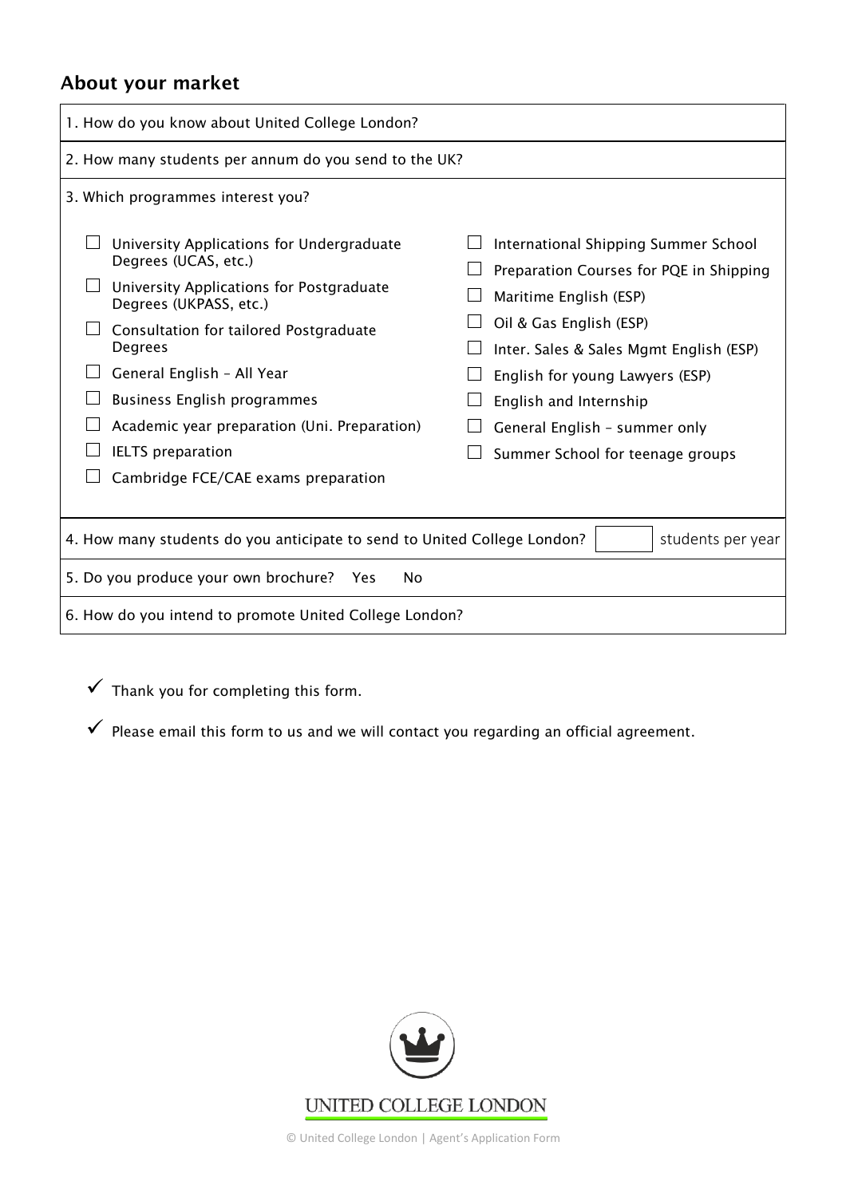## About your market

1. How do you know about United College London?

2. How many students per annum do you send to the UK?

3. Which programmes interest you?

- ☐ University Applications for Undergraduate Degrees (UCAS, etc.)
- ☐ University Applications for Postgraduate Degrees (UKPASS, etc.)
- ☐ Consultation for tailored Postgraduate Degrees
- ☐ General English – All Year
- ☐ Business English programmes
- ☐ Academic year preparation (Uni. Preparation)
- ☐ IELTS preparation
- ☐ Cambridge FCE/CAE exams preparation
- ☐ International Shipping Summer School
- ☐ Preparation Courses for PQE in Shipping
- ☐ Maritime English (ESP)
- ☐ Oil & Gas English (ESP)
- ☐ Inter. Sales & Sales Mgmt English (ESP)
- ☐ English for young Lawyers (ESP)
- ☐ English and Internship
- ☐ General English – summer only
- ☐ Summer School for teenage groups

4. How many students do you anticipate to send to United College London? ______ students per year

5. Do you produce your own brochure? Yes No

6. How do you intend to promote United College London?

✓ Thank you for completing this form.

✓ Please email this form to us and we will contact you regarding an official agreement.

UNITED COLLEGE LONDON